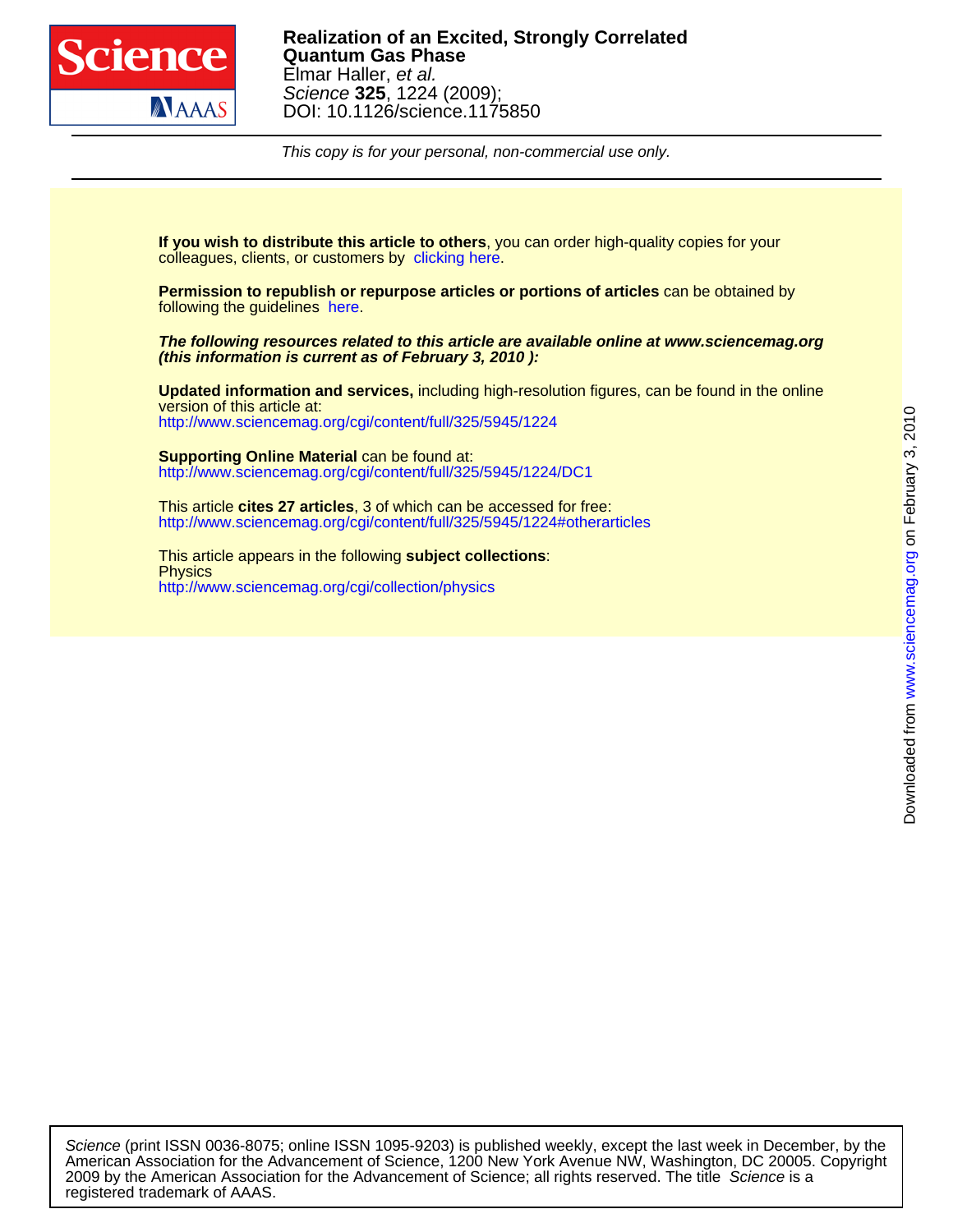**Realization of an Excited, Strongly Correlated Quantum Gas Phase**
Elmar Haller, *et al.*
*Science* **325**, 1224 (2009);
DOI: 10.1126/science.1175850

*This copy is for your personal, non-commercial use only.*

**If you wish to distribute this article to others**, you can order high-quality copies for your colleagues, clients, or customers by clicking here.

**Permission to republish or repurpose articles or portions of articles** can be obtained by following the guidelines here.

***The following resources related to this article are available online at www.sciencemag.org (this information is current as of February 3, 2010 ):***

**Updated information and services,** including high-resolution figures, can be found in the online version of this article at:
http://www.sciencemag.org/cgi/content/full/325/5945/1224

**Supporting Online Material** can be found at:
http://www.sciencemag.org/cgi/content/full/325/5945/1224/DC1

This article **cites 27 articles**, 3 of which can be accessed for free:
http://www.sciencemag.org/cgi/content/full/325/5945/1224#otherarticles

This article appears in the following **subject collections**:
Physics
http://www.sciencemag.org/cgi/collection/physics

*Science* (print ISSN 0036-8075; online ISSN 1095-9203) is published weekly, except the last week in December, by the American Association for the Advancement of Science, 1200 New York Avenue NW, Washington, DC 20005. Copyright 2009 by the American Association for the Advancement of Science; all rights reserved. The title *Science* is a registered trademark of AAAS.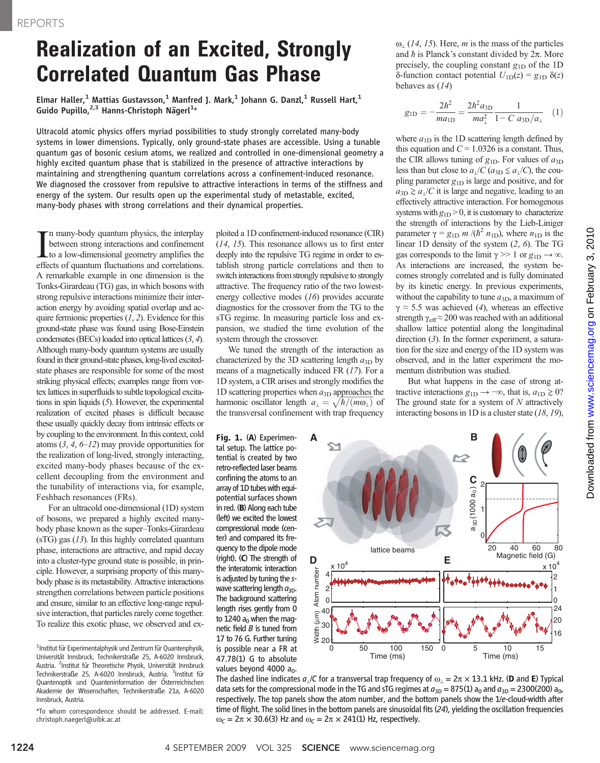# Realization of an Excited, Strongly Correlated Quantum Gas Phase

**Elmar Haller,[1] Mattias Gustavsson,[1] Manfred J. Mark,[1] Johann G. Danzl,[1] Russell Hart,[1] Guido Pupillo,[2,3] Hanns-Christoph Nägerl[1]***

Ultracold atomic physics offers myriad possibilities to study strongly correlated many-body systems in lower dimensions. Typically, only ground-state phases are accessible. Using a tunable quantum gas of bosonic cesium atoms, we realized and controlled in one-dimensional geometry a highly excited quantum phase that is stabilized in the presence of attractive interactions by maintaining and strengthening quantum correlations across a confinement-induced resonance. We diagnosed the crossover from repulsive to attractive interactions in terms of the stiffness and energy of the system. Our results open up the experimental study of metastable, excited, many-body phases with strong correlations and their dynamical properties.

In many-body quantum physics, the interplay between strong interactions and confinement to a low-dimensional geometry amplifies the effects of quantum fluctuations and correlations. A remarkable example in one dimension is the Tonks-Girardeau (TG) gas, in which bosons with strong repulsive interactions minimize their interaction energy by avoiding spatial overlap and acquire fermionic properties (*1*, *2*). Evidence for this ground-state phase was found using Bose-Einstein condensates (BECs) loaded into optical lattices (*3*, *4*). Although many-body quantum systems are usually found in their ground-state phases, long-lived excited-state phases are responsible for some of the most striking physical effects; examples range from vortex lattices in superfluids to subtle topological excitations in spin liquids (*5*). However, the experimental realization of excited phases is difficult because these usually quickly decay from intrinsic effects or by coupling to the environment. In this context, cold atoms (*3*, *4*, *6*–*12*) may provide opportunities for the realization of long-lived, strongly interacting, excited many-body phases because of the excellent decoupling from the environment and the tunability of interactions via, for example, Feshbach resonances (FRs).

For an ultracold one-dimensional (1D) system of bosons, we prepared a highly excited many-body phase known as the super–Tonks-Girardeau (sTG) gas (*13*). In this highly correlated quantum phase, interactions are attractive, and rapid decay into a cluster-type ground state is possible, in principle. However, a surprising property of this many-body phase is its metastability. Attractive interactions strengthen correlations between particle positions and ensure, similar to an effective long-range repulsive interaction, that particles rarely come together. To realize this exotic phase, we observed and exploited a 1D confinement-induced resonance (CIR) (*14*, *15*). This resonance allows us to first enter deeply into the repulsive TG regime in order to establish strong particle correlations and then to switch interactions from strongly repulsive to strongly attractive. The frequency ratio of the two lowest-energy collective modes (*16*) provides accurate diagnostics for the crossover from the TG to the sTG regime. In measuring particle loss and expansion, we studied the time evolution of the system through the crossover.

We tuned the strength of the interaction as characterized by the 3D scattering length $a_{3D}$ by means of a magnetically induced FR (*17*). For a 1D system, a CIR arises and strongly modifies the 1D scattering properties when $a_{3D}$ approaches the harmonic oscillator length $a_\perp = \sqrt{\hbar/(m\omega_\perp)}$ of the transversal confinement with trap frequency $\omega_\perp$ (*14*, *15*). Here, $m$ is the mass of the particles and $\hbar$ is Planck's constant divided by $2\pi$. More precisely, the coupling constant $g_{1D}$ of the 1D δ-function contact potential $U_{1D}(z) = g_{1D}\,\delta(z)$ behaves as (*14*)

$$g_{1D} = -\frac{2\hbar^2}{m a_{1D}} = \frac{2\hbar^2 a_{3D}}{m a_\perp^2}\frac{1}{1 - C\,a_{3D}/a_\perp} \quad (1)$$

where $a_{1D}$ is the 1D scattering length defined by this equation and $C = 1.0326$ is a constant. Thus, the CIR allows tuning of $g_{1D}$. For values of $a_{3D}$ less than but close to $a_\perp/C$ ($a_{3D} \lesssim a_\perp/C$), the coupling parameter $g_{1D}$ is large and positive, and for $a_{3D} \gtrsim a_\perp/C$ it is large and negative, leading to an effectively attractive interaction. For homogenous systems with $g_{1D} > 0$, it is customary to characterize the strength of interactions by the Lieb-Liniger parameter $\gamma = g_{1D}\, m/(\hbar^2 n_{1D})$, where $n_{1D}$ is the linear 1D density of the system (*2*, *6*). The TG gas corresponds to the limit $\gamma >> 1$ or $g_{1D} \to \infty$. As interactions are increased, the system becomes strongly correlated and is fully dominated by its kinetic energy. In previous experiments, without the capability to tune $a_{3D}$, a maximum of $\gamma \approx 5.5$ was achieved (*4*), whereas an effective strength $\gamma_{eff} \approx 200$ was reached with an additional shallow lattice potential along the longitudinal direction (*3*). In the former experiment, a saturation for the size and energy of the 1D system was observed, and in the latter experiment the momentum distribution was studied.

But what happens in the case of strong attractive interactions $g_{1D} \to -\infty$, that is, $a_{1D} \gtrsim 0$? The ground state for a system of $N$ attractively interacting bosons in 1D is a cluster state (*18*, *19*),

**Fig. 1.** (**A**) Experimental setup. The lattice potential is created by two retro-reflected laser beams confining the atoms to an array of 1D tubes with equipotential surfaces shown in red. (**B**) Along each tube (left) we excited the lowest compressional mode (center) and compared its frequency to the dipole mode (right). (**C**) The strength of the interatomic interaction is adjusted by tuning the *s*-wave scattering length $a_{3D}$. The background scattering length rises gently from 0 to 1240 $a_0$ when the magnetic field $B$ is tuned from 17 to 76 G. Further tuning is possible near a FR at 47.78(1) G to absolute values beyond 4000 $a_0$. The dashed line indicates $a_\perp/C$ for a transversal trap frequency of $\omega_\perp = 2\pi \times 13.1$ kHz. (**D** and **E**) Typical data sets for the compressional mode in the TG and sTG regimes at $a_{3D} = 875(1)\, a_0$ and $a_{3D} = 2300(200)\, a_0$, respectively. The top panels show the atom number, and the bottom panels show the 1/*e*-cloud-width after time of flight. The solid lines in the bottom panels are sinusoidal fits (*24*), yielding the oscillation frequencies $\omega_C = 2\pi \times 30.6(3)$ Hz and $\omega_C = 2\pi \times 241(1)$ Hz, respectively.

---

[1] Institut für Experimentalphysik und Zentrum für Quantenphysik, Universität Innsbruck, Technikerstraße 25, A-6020 Innsbruck, Austria. [2] Institut für Theoretische Physik, Universität Innsbruck Technikerstraße 25, A-6020 Innsbruck, Austria. [3] Institut für Quantenoptik und Quanteninformation der Österreichischen Akademie der Wissenschaften, Technikerstraße 21a, A-6020 Innsbruck, Austria.

*To whom correspondence should be addressed. E-mail: christoph.naegerl@uibk.ac.at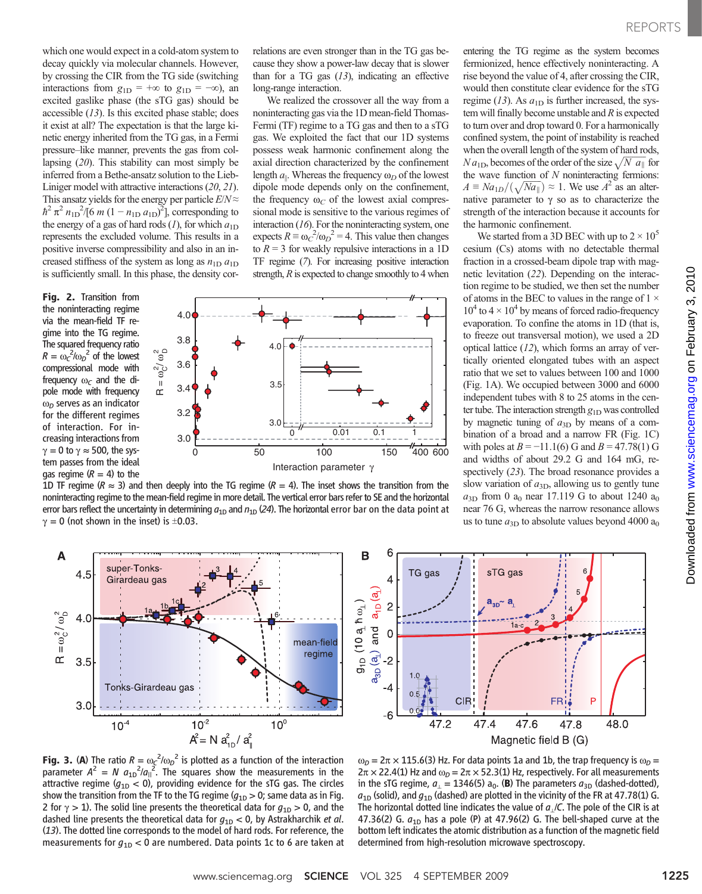which one would expect in a cold-atom system to decay quickly via molecular channels. However, by crossing the CIR from the TG side (switching interactions from $g_{1D} = +\infty$ to $g_{1D} = -\infty$), an excited gaslike phase (the sTG gas) should be accessible (13). Is this excited phase stable; does it exist at all? The expectation is that the large kinetic energy inherited from the TG gas, in a Fermi pressure–like manner, prevents the gas from collapsing (20). This stability can most simply be inferred from a Bethe-ansatz solution to the Lieb-Liniger model with attractive interactions (20, 21). This ansatz yields for the energy per particle $E/N \approx \hbar^2 \pi^2 n_{1D}^2/[6\, m\, (1 - n_{1D}\, a_{1D})^2]$, corresponding to the energy of a gas of hard rods (1), for which $a_{1D}$ represents the excluded volume. This results in a positive inverse compressibility and also in an increased stiffness of the system as long as $n_{1D}\, a_{1D}$ is sufficiently small. In this phase, the density correlations are even stronger than in the TG gas because they show a power-law decay that is slower than for a TG gas (13), indicating an effective long-range interaction.

We realized the crossover all the way from a noninteracting gas via the 1D mean-field Thomas-Fermi (TF) regime to a TG gas and then to a sTG gas. We exploited the fact that our 1D systems possess weak harmonic confinement along the axial direction characterized by the confinement length $a_\parallel$. Whereas the frequency $\omega_D$ of the lowest dipole mode depends only on the confinement, the frequency $\omega_C$ of the lowest axial compressional mode is sensitive to the various regimes of interaction (16). For the noninteracting system, one expects $R \equiv \omega_C^2/\omega_D^2 = 4$. This value then changes to $R = 3$ for weakly repulsive interactions in a 1D TF regime (7). For increasing positive interaction strength, $R$ is expected to change smoothly to 4 when entering the TG regime as the system becomes fermionized, hence effectively noninteracting. A rise beyond the value of 4, after crossing the CIR, would then constitute clear evidence for the sTG regime (13). As $a_{1D}$ is further increased, the system will finally become unstable and $R$ is expected to turn over and drop toward 0. For a harmonically confined system, the point of instability is reached when the overall length of the system of hard rods, $N\, a_{1D}$, becomes of the order of the size $\sqrt{N}\, a_\parallel$ for the wave function of $N$ noninteracting fermions: $A \equiv N a_{1D}/(\sqrt{N} a_\parallel) \approx 1$. We use $A^2$ as an alternative parameter to $\gamma$ so as to characterize the strength of the interaction because it accounts for the harmonic confinement.

We started from a 3D BEC with up to $2 \times 10^5$ cesium (Cs) atoms with no detectable thermal fraction in a crossed-beam dipole trap with magnetic levitation (22). Depending on the interaction regime to be studied, we then set the number of atoms in the BEC to values in the range of $1 \times 10^4$ to $4 \times 10^4$ by means of forced radio-frequency evaporation. To confine the atoms in 1D (that is, to freeze out transversal motion), we used a 2D optical lattice (12), which forms an array of vertically oriented elongated tubes with an aspect ratio that we set to values between 100 and 1000 (Fig. 1A). We occupied between 3000 and 6000 independent tubes with 8 to 25 atoms in the center tube. The interaction strength $g_{1D}$ was controlled by magnetic tuning of $a_{3D}$ by means of a combination of a broad and a narrow FR (Fig. 1C) with poles at $B = -11.1(6)$ G and $B = 47.78(1)$ G and widths of about 29.2 G and 164 mG, respectively (23). The broad resonance provides a slow variation of $a_{3D}$, allowing us to gently tune $a_{3D}$ from 0 $a_0$ near 17.119 G to about 1240 $a_0$ near 76 G, whereas the narrow resonance allows us to tune $a_{3D}$ to absolute values beyond 4000 $a_0$

**Fig. 2.** Transition from the noninteracting regime via the mean-field TF regime into the TG regime. The squared frequency ratio $R = \omega_C^2/\omega_D^2$ of the lowest compressional mode with frequency $\omega_C$ and the dipole mode with frequency $\omega_D$ serves as an indicator for the different regimes of interaction. For increasing interactions from $\gamma = 0$ to $\gamma \approx 500$, the system passes from the ideal gas regime ($R = 4$) to the 1D TF regime ($R \approx 3$) and then deeply into the TG regime ($R = 4$). The inset shows the transition from the noninteracting regime to the mean-field regime in more detail. The vertical error bars refer to SE and the horizontal error bars reflect the uncertainty in determining $a_{1D}$ and $n_{1D}$ (24). The horizontal error bar on the data point at $\gamma = 0$ (not shown in the inset) is $\pm 0.03$.

**Fig. 3.** (**A**) The ratio $R = \omega_C^2/\omega_D^2$ is plotted as a function of the interaction parameter $A^2 = N\, a_{1D}^2/a_\parallel^2$. The squares show the measurements in the attractive regime ($g_{1D} < 0$), providing evidence for the sTG gas. The circles show the transition from the TF to the TG regime ($g_{1D} > 0$; same data as in Fig. 2 for $\gamma > 1$). The solid line presents the theoretical data for $g_{1D} > 0$, and the dashed line presents the theoretical data for $g_{1D} < 0$, by Astrakharchik *et al.* (13). The dotted line corresponds to the model of hard rods. For reference, the measurements for $g_{1D} < 0$ are numbered. Data points 1c to 6 are taken at $\omega_D = 2\pi \times 115.6(3)$ Hz. For data points 1a and 1b, the trap frequency is $\omega_D = 2\pi \times 22.4(1)$ Hz and $\omega_D = 2\pi \times 52.3(1)$ Hz, respectively. For all measurements in the sTG regime, $a_\perp = 1346(5)\, a_0$. (**B**) The parameters $a_{3D}$ (dashed-dotted), $a_{1D}$ (solid), and $g_{1D}$ (dashed) are plotted in the vicinity of the FR at 47.78(1) G. The horizontal dotted line indicates the value of $a_\perp/C$. The pole of the CIR is at 47.36(2) G. $a_{1D}$ has a pole (P) at 47.96(2) G. The bell-shaped curve at the bottom left indicates the atomic distribution as a function of the magnetic field determined from high-resolution microwave spectroscopy.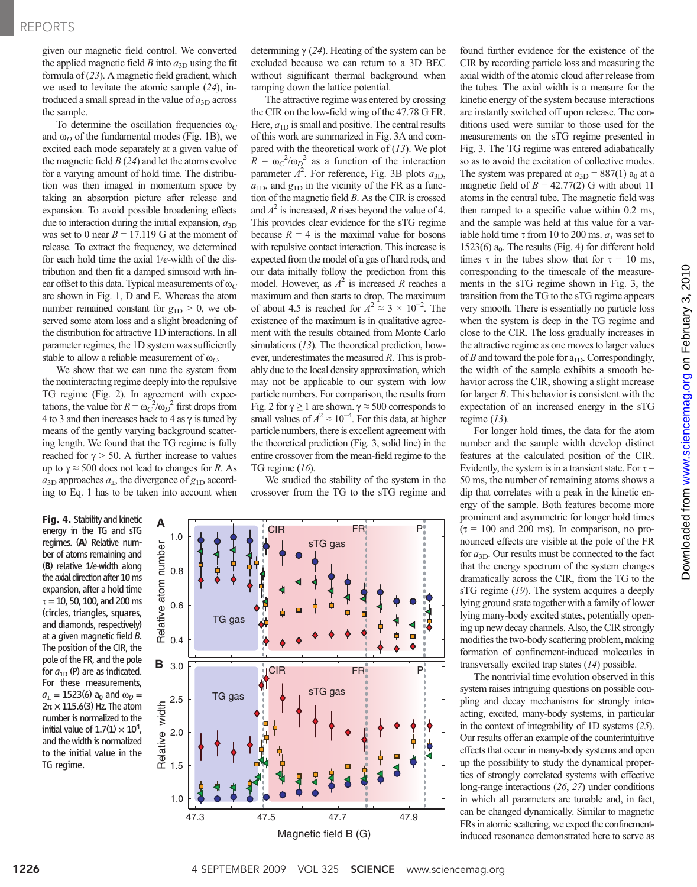given our magnetic field control. We converted the applied magnetic field $B$ into $a_{3D}$ using the fit formula of (23). A magnetic field gradient, which we used to levitate the atomic sample (24), introduced a small spread in the value of $a_{3D}$ across the sample.

To determine the oscillation frequencies $\omega_C$ and $\omega_D$ of the fundamental modes (Fig. 1B), we excited each mode separately at a given value of the magnetic field $B$ (24) and let the atoms evolve for a varying amount of hold time. The distribution was then imaged in momentum space by taking an absorption picture after release and expansion. To avoid possible broadening effects due to interaction during the initial expansion, $a_{3D}$ was set to 0 near $B = 17.119$ G at the moment of release. To extract the frequency, we determined for each hold time the axial 1/*e*-width of the distribution and then fit a damped sinusoid with linear offset to this data. Typical measurements of $\omega_C$ are shown in Fig. 1, D and E. Whereas the atom number remained constant for $g_{1D} > 0$, we observed some atom loss and a slight broadening of the distribution for attractive 1D interactions. In all parameter regimes, the 1D system was sufficiently stable to allow a reliable measurement of $\omega_C$.

We show that we can tune the system from the noninteracting regime deeply into the repulsive TG regime (Fig. 2). In agreement with expectations, the value for $R = \omega_C^2/\omega_D^2$ first drops from 4 to 3 and then increases back to 4 as $\gamma$ is tuned by means of the gently varying background scattering length. We found that the TG regime is fully reached for $\gamma > 50$. A further increase to values up to $\gamma \approx 500$ does not lead to changes for $R$. As $a_{3D}$ approaches $a_\perp$, the divergence of $g_{1D}$ according to Eq. 1 has to be taken into account when determining $\gamma$ (24). Heating of the system can be excluded because we can return to a 3D BEC without significant thermal background when ramping down the lattice potential.

The attractive regime was entered by crossing the CIR on the low-field wing of the 47.78 G FR. Here, $a_{1D}$ is small and positive. The central results of this work are summarized in Fig. 3A and compared with the theoretical work of (13). We plot $R = \omega_C^2/\omega_D^2$ as a function of the interaction parameter $A^2$. For reference, Fig. 3B plots $a_{3D}$, $a_{1D}$, and $g_{1D}$ in the vicinity of the FR as a function of the magnetic field $B$. As the CIR is crossed and $A^2$ is increased, $R$ rises beyond the value of 4. This provides clear evidence for the sTG regime because $R = 4$ is the maximal value for bosons with repulsive contact interaction. This increase is expected from the model of a gas of hard rods, and our data initially follow the prediction from this model. However, as $A^2$ is increased $R$ reaches a maximum and then starts to drop. The maximum of about 4.5 is reached for $A^2 \approx 3 \times 10^{-2}$. The existence of the maximum is in qualitative agreement with the results obtained from Monte Carlo simulations (13). The theoretical prediction, however, underestimates the measured $R$. This is probably due to the local density approximation, which may not be applicable to our system with low particle numbers. For comparison, the results from Fig. 2 for $\gamma \geq 1$ are shown. $\gamma \approx 500$ corresponds to small values of $A^2 \approx 10^{-4}$. For this data, at higher particle numbers, there is excellent agreement with the theoretical prediction (Fig. 3, solid line) in the entire crossover from the mean-field regime to the TG regime (16).

We studied the stability of the system in the crossover from the TG to the sTG regime and found further evidence for the existence of the CIR by recording particle loss and measuring the axial width of the atomic cloud after release from the tubes. The axial width is a measure for the kinetic energy of the system because interactions are instantly switched off upon release. The conditions used were similar to those used for the measurements on the sTG regime presented in Fig. 3. The TG regime was entered adiabatically so as to avoid the excitation of collective modes. The system was prepared at $a_{3D} = 887(1)\ a_0$ at a magnetic field of $B = 42.77(2)$ G with about 11 atoms in the central tube. The magnetic field was then ramped to a specific value within 0.2 ms, and the sample was held at this value for a variable hold time $\tau$ from 10 to 200 ms. $a_\perp$ was set to 1523(6) $a_0$. The results (Fig. 4) for different hold times $\tau$ in the tubes show that for $\tau = 10$ ms, corresponding to the timescale of the measurements in the sTG regime shown in Fig. 3, the transition from the TG to the sTG regime appears very smooth. There is essentially no particle loss when the system is deep in the TG regime and close to the CIR. The loss gradually increases in the attractive regime as one moves to larger values of $B$ and toward the pole for $a_{1D}$. Correspondingly, the width of the sample exhibits a smooth behavior across the CIR, showing a slight increase for larger $B$. This behavior is consistent with the expectation of an increased energy in the sTG regime (13).

For longer hold times, the data for the atom number and the sample width develop distinct features at the calculated position of the CIR. Evidently, the system is in a transient state. For $\tau = 50$ ms, the number of remaining atoms shows a dip that correlates with a peak in the kinetic energy of the sample. Both features become more prominent and asymmetric for longer hold times ($\tau = 100$ and 200 ms). In comparison, no pronounced effects are visible at the pole of the FR for $a_{3D}$. Our results must be connected to the fact that the energy spectrum of the system changes dramatically across the CIR, from the TG to the sTG regime (19). The system acquires a deeply lying ground state together with a family of lower lying many-body excited states, potentially opening up new decay channels. Also, the CIR strongly modifies the two-body scattering problem, making formation of confinement-induced molecules in transversally excited trap states (14) possible.

The nontrivial time evolution observed in this system raises intriguing questions on possible coupling and decay mechanisms for strongly interacting, excited, many-body systems, in particular in the context of integrability of 1D systems (25). Our results offer an example of the counterintuitive effects that occur in many-body systems and open up the possibility to study the dynamical properties of strongly correlated systems with effective long-range interactions (26, 27) under conditions in which all parameters are tunable and, in fact, can be changed dynamically. Similar to magnetic FRs in atomic scattering, we expect the confinement-induced resonance demonstrated here to serve as

**Fig. 4.** Stability and kinetic energy in the TG and sTG regimes. (**A**) Relative number of atoms remaining and (**B**) relative 1/*e*-width along the axial direction after 10 ms expansion, after a hold time $\tau = 10$, 50, 100, and 200 ms (circles, triangles, squares, and diamonds, respectively) at a given magnetic field $B$. The position of the CIR, the pole of the FR, and the pole for $a_{1D}$ (P) are as indicated. For these measurements, $a_\perp = 1523(6)\ a_0$ and $\omega_D = 2\pi \times 115.6(3)$ Hz. The atom number is normalized to the initial value of $1.7(1) \times 10^4$, and the width is normalized to the initial value in the TG regime.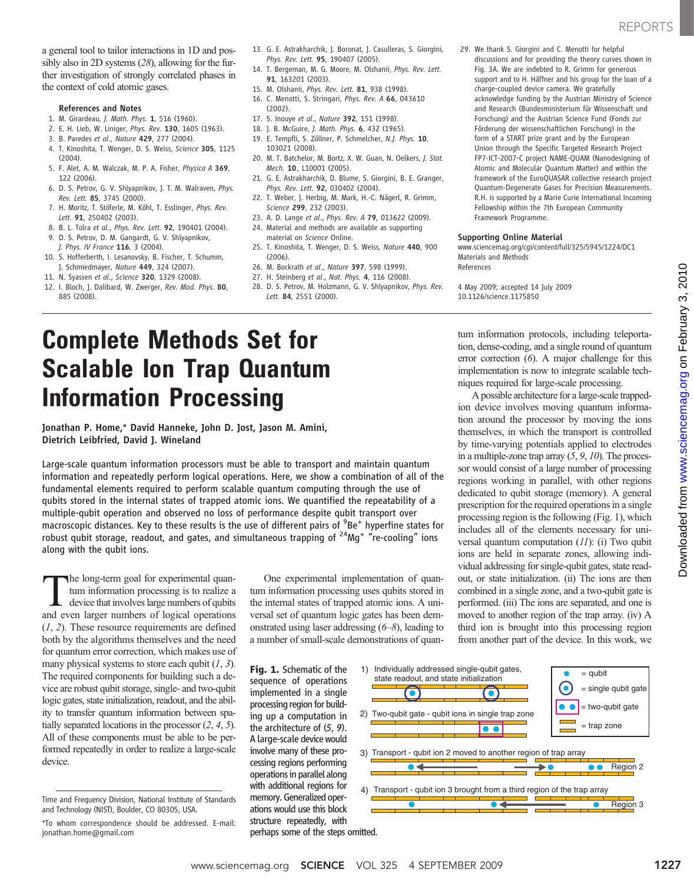a general tool to tailor interactions in 1D and possibly also in 2D systems (28), allowing for the further investigation of strongly correlated phases in the context of cold atomic gases.

### References and Notes

1. M. Girardeau, *J. Math. Phys.* **1**, 516 (1960).
2. E. H. Lieb, W. Liniger, *Phys. Rev.* **130**, 1605 (1963).
3. B. Paredes *et al.*, *Nature* **429**, 277 (2004).
4. T. Kinoshita, T. Wenger, D. S. Weiss, *Science* **305**, 1125 (2004).
5. F. Alet, A. M. Walczak, M. P. A. Fisher, *Physica A* **369**, 122 (2006).
6. D. S. Petrov, G. V. Shlyapnikov, J. T. M. Walraven, *Phys. Rev. Lett.* **85**, 3745 (2000).
7. H. Moritz, T. Stöferle, M. Köhl, T. Esslinger, *Phys. Rev. Lett.* **91**, 250402 (2003).
8. B. L. Tolra *et al.*, *Phys. Rev. Lett.* **92**, 190401 (2004).
9. D. S. Petrov, D. M. Gangardt, G. V. Shlyapnikov, *J. Phys. IV France* **116**, 3 (2004).
10. S. Hofferberth, I. Lesanovsky, B. Fischer, T. Schumm, J. Schmiedmayer, *Nature* **449**, 324 (2007).
11. N. Syassen *et al.*, *Science* **320**, 1329 (2008).
12. I. Bloch, J. Dalibard, W. Zwerger, *Rev. Mod. Phys.* **80**, 885 (2008).
13. G. E. Astrakharchik, J. Boronat, J. Casulleras, S. Giorgini, *Phys. Rev. Lett.* **95**, 190407 (2005).
14. T. Bergeman, M. G. Moore, M. Olshanii, *Phys. Rev. Lett.* **91**, 163201 (2003).
15. M. Olshanii, *Phys. Rev. Lett.* **81**, 938 (1998).
16. C. Menotti, S. Stringari, *Phys. Rev. A* **66**, 043610 (2002).
17. S. Inouye *et al.*, *Nature* **392**, 151 (1998).
18. J. B. McGuire, *J. Math. Phys.* **6**, 432 (1965).
19. E. Tempfli, S. Zöllner, P. Schmelcher, *N.J. Phys.* **10**, 103021 (2008).
20. M. T. Batchelor, M. Bortz, X. W. Guan, N. Oelkers, *J. Stat. Mech.* **10**, L10001 (2005).
21. G. E. Astrakharchik, D. Blume, S. Giorgini, B. E. Granger, *Phys. Rev. Lett.* **92**, 030402 (2004).
22. T. Weber, J. Herbig, M. Mark, H.-C. Nägerl, R. Grimm, *Science* **299**, 232 (2003).
23. A. D. Lange *et al.*, *Phys. Rev. A* **79**, 013622 (2009).
24. Material and methods are available as supporting material on *Science* Online.
25. T. Kinoshita, T. Wenger, D. S. Weiss, *Nature* **440**, 900 (2006).
26. M. Bockrath *et al.*, *Nature* **397**, 598 (1999).
27. H. Steinberg *et al.*, *Nat. Phys.* **4**, 116 (2008).
28. D. S. Petrov, M. Holzmann, G. V. Shlyapnikov, *Phys. Rev. Lett.* **84**, 2551 (2000).
29. We thank S. Giorgini and C. Menotti for helpful discussions and for providing the theory curves shown in Fig. 3A. We are indebted to R. Grimm for generous support and to H. Häffner and his group for the loan of a charge-coupled device camera. We gratefully acknowledge funding by the Austrian Ministry of Science and Research (Bundesministerium für Wissenschaft und Forschung) and the Austrian Science Fund (Fonds zur Förderung der wissenschaftlichen Forschung) in the form of a START prize grant and by the European Union through the Specific Targeted Research Project FP7-ICT-2007-C project NAME-QUAM (Nanodesigning of Atomic and Molecular Quantum Matter) and within the framework of the EuroQUASAR collective research project Quantum-Degenerate Gases for Precision Measurements. R.H. is supported by a Marie Curie International Incoming Fellowship within the 7th European Community Framework Programme.

### Supporting Online Material

www.sciencemag.org/cgi/content/full/325/5945/1224/DC1
Materials and Methods
References

4 May 2009; accepted 14 July 2009
10.1126/science.1175850

# Complete Methods Set for Scalable Ion Trap Quantum Information Processing

**Jonathan P. Home,\* David Hanneke, John D. Jost, Jason M. Amini, Dietrich Leibfried, David J. Wineland**

Large-scale quantum information processors must be able to transport and maintain quantum information and repeatedly perform logical operations. Here, we show a combination of all of the fundamental elements required to perform scalable quantum computing through the use of qubits stored in the internal states of trapped atomic ions. We quantified the repeatability of a multiple-qubit operation and observed no loss of performance despite qubit transport over macroscopic distances. Key to these results is the use of different pairs of $^{9}Be^{+}$ hyperfine states for robust qubit storage, readout, and gates, and simultaneous trapping of $^{24}Mg^{+}$ "re-cooling" ions along with the qubit ions.

The long-term goal for experimental quantum information processing is to realize a device that involves large numbers of qubits and even larger numbers of logical operations (1, 2). These resource requirements are defined both by the algorithms themselves and the need for quantum error correction, which makes use of many physical systems to store each qubit (1, 3). The required components for building such a device are robust qubit storage, single- and two-qubit logic gates, state initialization, readout, and the ability to transfer quantum information between spatially separated locations in the processor (2, 4, 5). All of these components must be able to be performed repeatedly in order to realize a large-scale device.

One experimental implementation of quantum information processing uses qubits stored in the internal states of trapped atomic ions. A universal set of quantum logic gates has been demonstrated using laser addressing (6–8), leading to a number of small-scale demonstrations of quantum information protocols, including teleportation, dense-coding, and a single round of quantum error correction (6). A major challenge for this implementation is now to integrate scalable techniques required for large-scale processing.

A possible architecture for a large-scale trapped-ion device involves moving quantum information around the processor by moving the ions themselves, in which the transport is controlled by time-varying potentials applied to electrodes in a multiple-zone trap array (5, 9, 10). The processor would consist of a large number of processing regions working in parallel, with other regions dedicated to qubit storage (memory). A general prescription for the required operations in a single processing region is the following (Fig. 1), which includes all of the elements necessary for universal quantum computation (11): (i) Two qubit ions are held in separate zones, allowing individual addressing for single-qubit gates, state readout, or state initialization. (ii) The ions are then combined in a single zone, and a two-qubit gate is performed. (iii) The ions are separated, and one is moved to another region of the trap array. (iv) A third ion is brought into this processing region from another part of the device. In this work, we

1) Individually addressed single-qubit gates, state readout, and state initialization

2) Two-qubit gate - qubit ions in single trap zone

3) Transport - qubit ion 2 moved to another region of trap array

Region 2

4) Transport - qubit ion 3 brought from a third region of the trap array

Region 3

= qubit

= single qubit gate

= two-qubit gate

= trap zone

**Fig. 1.** Schematic of the sequence of operations implemented in a single processing region for building up a computation in the architecture of (5, 9). A large-scale device would involve many of these processing regions performing operations in parallel along with additional regions for memory. Generalized operations would use this block structure repeatedly, with perhaps some of the steps omitted.

Time and Frequency Division, National Institute of Standards and Technology (NIST), Boulder, CO 80305, USA.

\*To whom correspondence should be addressed. E-mail: jonathan.home@gmail.com